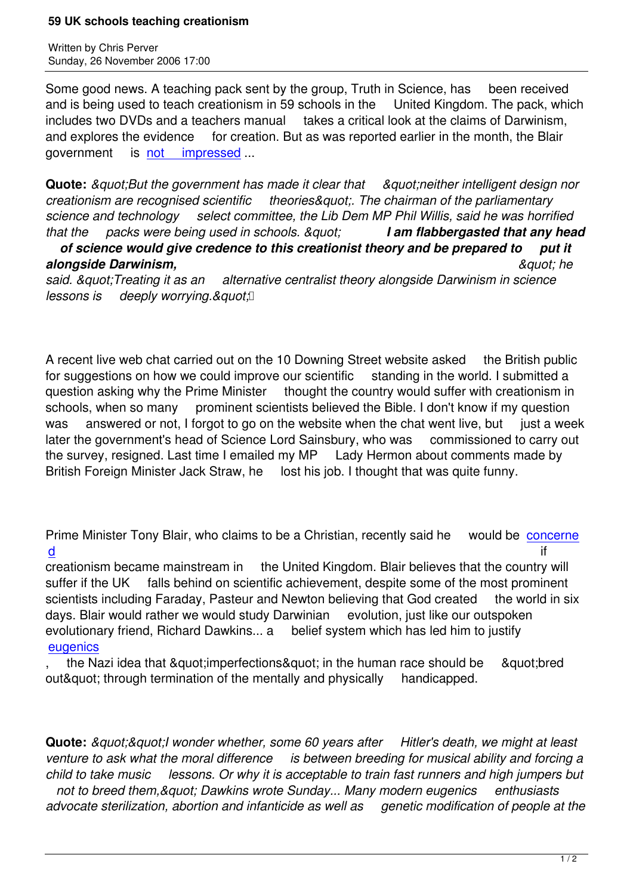# 59 UK schools teaching creationism

Written by Chris Perver
Sunday, 26 November 2006 17:00

Some good news. A teaching pack sent by the group, Truth in Science, has been received and is being used to teach creationism in 59 schools in the United Kingdom. The pack, which includes two DVDs and a teachers manual takes a critical look at the claims of Darwinism, and explores the evidence for creation. But as was reported earlier in the month, the Blair government is not impressed ...

**Quote:** *&quot;But the government has made it clear that &quot;neither intelligent design nor creationism are recognised scientific theories&quot;. The chairman of the parliamentary science and technology select committee, the Lib Dem MP Phil Willis, said he was horrified that the packs were being used in schools. &quot; **I am flabbergasted that any head of science would give credence to this creationist theory and be prepared to put it alongside Darwinism,** &quot; he said. &quot;Treating it as an alternative centralist theory alongside Darwinism in science lessons is deeply worrying.&quot;*

A recent live web chat carried out on the 10 Downing Street website asked the British public for suggestions on how we could improve our scientific standing in the world. I submitted a question asking why the Prime Minister thought the country would suffer with creationism in schools, when so many prominent scientists believed the Bible. I don't know if my question was answered or not, I forgot to go on the website when the chat went live, but just a week later the government's head of Science Lord Sainsbury, who was commissioned to carry out the survey, resigned. Last time I emailed my MP Lady Hermon about comments made by British Foreign Minister Jack Straw, he lost his job. I thought that was quite funny.

Prime Minister Tony Blair, who claims to be a Christian, recently said he would be concerned if creationism became mainstream in the United Kingdom. Blair believes that the country will suffer if the UK falls behind on scientific achievement, despite some of the most prominent scientists including Faraday, Pasteur and Newton believing that God created the world in six days. Blair would rather we would study Darwinian evolution, just like our outspoken evolutionary friend, Richard Dawkins... a belief system which has led him to justify eugenics, the Nazi idea that &quot;imperfections&quot; in the human race should be &quot;bred out&quot; through termination of the mentally and physically handicapped.

**Quote:** *&quot;&quot;I wonder whether, some 60 years after Hitler's death, we might at least venture to ask what the moral difference is between breeding for musical ability and forcing a child to take music lessons. Or why it is acceptable to train fast runners and high jumpers but not to breed them,&quot; Dawkins wrote Sunday... Many modern eugenics enthusiasts advocate sterilization, abortion and infanticide as well as genetic modification of people at the*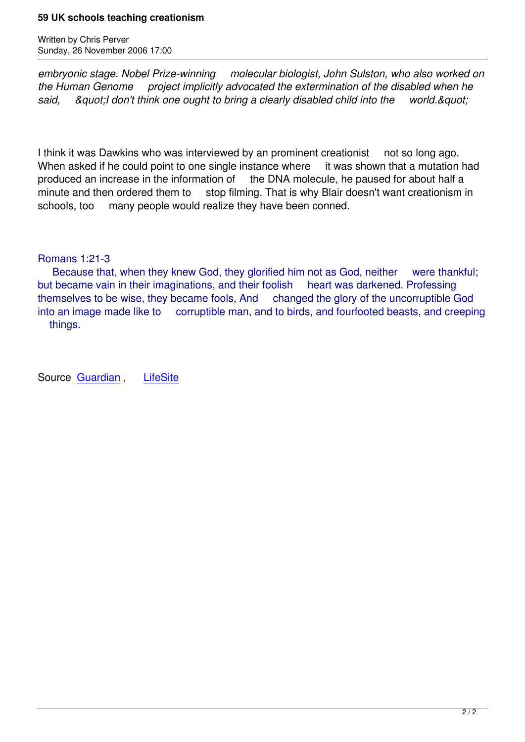*embryonic stage. Nobel Prize-winning molecular biologist, John Sulston, who also worked on the Human Genome project implicitly advocated the extermination of the disabled when he said, &quot;I don't think one ought to bring a clearly disabled child into the world.&quot;*

I think it was Dawkins who was interviewed by an prominent creationist not so long ago. When asked if he could point to one single instance where it was shown that a mutation had produced an increase in the information of the DNA molecule, he paused for about half a minute and then ordered them to stop filming. That is why Blair doesn't want creationism in schools, too many people would realize they have been conned.

Romans 1:21-3

Because that, when they knew God, they glorified him not as God, neither were thankful; but became vain in their imaginations, and their foolish heart was darkened. Professing themselves to be wise, they became fools, And changed the glory of the uncorruptible God into an image made like to corruptible man, and to birds, and fourfooted beasts, and creeping things.

Source Guardian , LifeSite